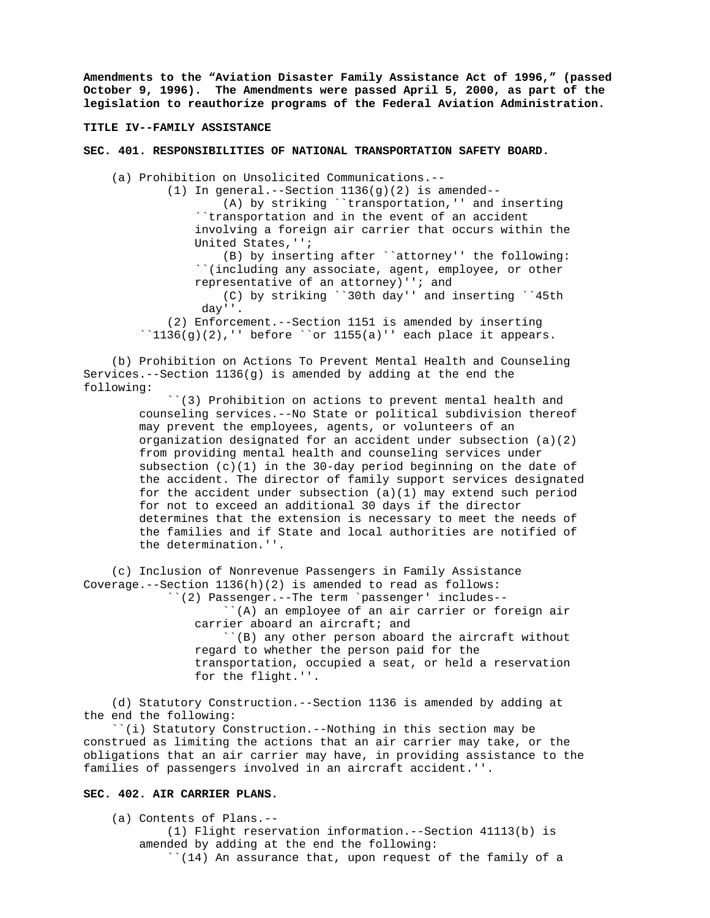**Amendments to the "Aviation Disaster Family Assistance Act of 1996," (passed October 9, 1996). The Amendments were passed April 5, 2000, as part of the legislation to reauthorize programs of the Federal Aviation Administration.**

**TITLE IV--FAMILY ASSISTANCE**

**SEC. 401. RESPONSIBILITIES OF NATIONAL TRANSPORTATION SAFETY BOARD.**

(a) Prohibition on Unsolicited Communications.--

(1) In general.--Section 1136(g)(2) is amended--

(A) by striking ``transportation,'' and inserting ``transportation and in the event of an accident involving a foreign air carrier that occurs within the United States,'';

(B) by inserting after ``attorney'' the following: ``(including any associate, agent, employee, or other representative of an attorney)''; and

(C) by striking ``30th day'' and inserting ``45th day''.

(2) Enforcement.--Section 1151 is amended by inserting ``1136(g)(2),'' before ``or 1155(a)'' each place it appears.

(b) Prohibition on Actions To Prevent Mental Health and Counseling Services.--Section 1136(g) is amended by adding at the end the following:

``(3) Prohibition on actions to prevent mental health and counseling services.--No State or political subdivision thereof may prevent the employees, agents, or volunteers of an organization designated for an accident under subsection (a)(2) from providing mental health and counseling services under subsection (c)(1) in the 30-day period beginning on the date of the accident. The director of family support services designated for the accident under subsection (a)(1) may extend such period for not to exceed an additional 30 days if the director determines that the extension is necessary to meet the needs of the families and if State and local authorities are notified of the determination.''.

(c) Inclusion of Nonrevenue Passengers in Family Assistance Coverage.--Section 1136(h)(2) is amended to read as follows:

``(2) Passenger.--The term `passenger' includes--

``(A) an employee of an air carrier or foreign air carrier aboard an aircraft; and

``(B) any other person aboard the aircraft without regard to whether the person paid for the transportation, occupied a seat, or held a reservation for the flight.''.

(d) Statutory Construction.--Section 1136 is amended by adding at the end the following:

``(i) Statutory Construction.--Nothing in this section may be construed as limiting the actions that an air carrier may take, or the obligations that an air carrier may have, in providing assistance to the families of passengers involved in an aircraft accident.''.

**SEC. 402. AIR CARRIER PLANS.**

(a) Contents of Plans.--

(1) Flight reservation information.--Section 41113(b) is amended by adding at the end the following:

``(14) An assurance that, upon request of the family of a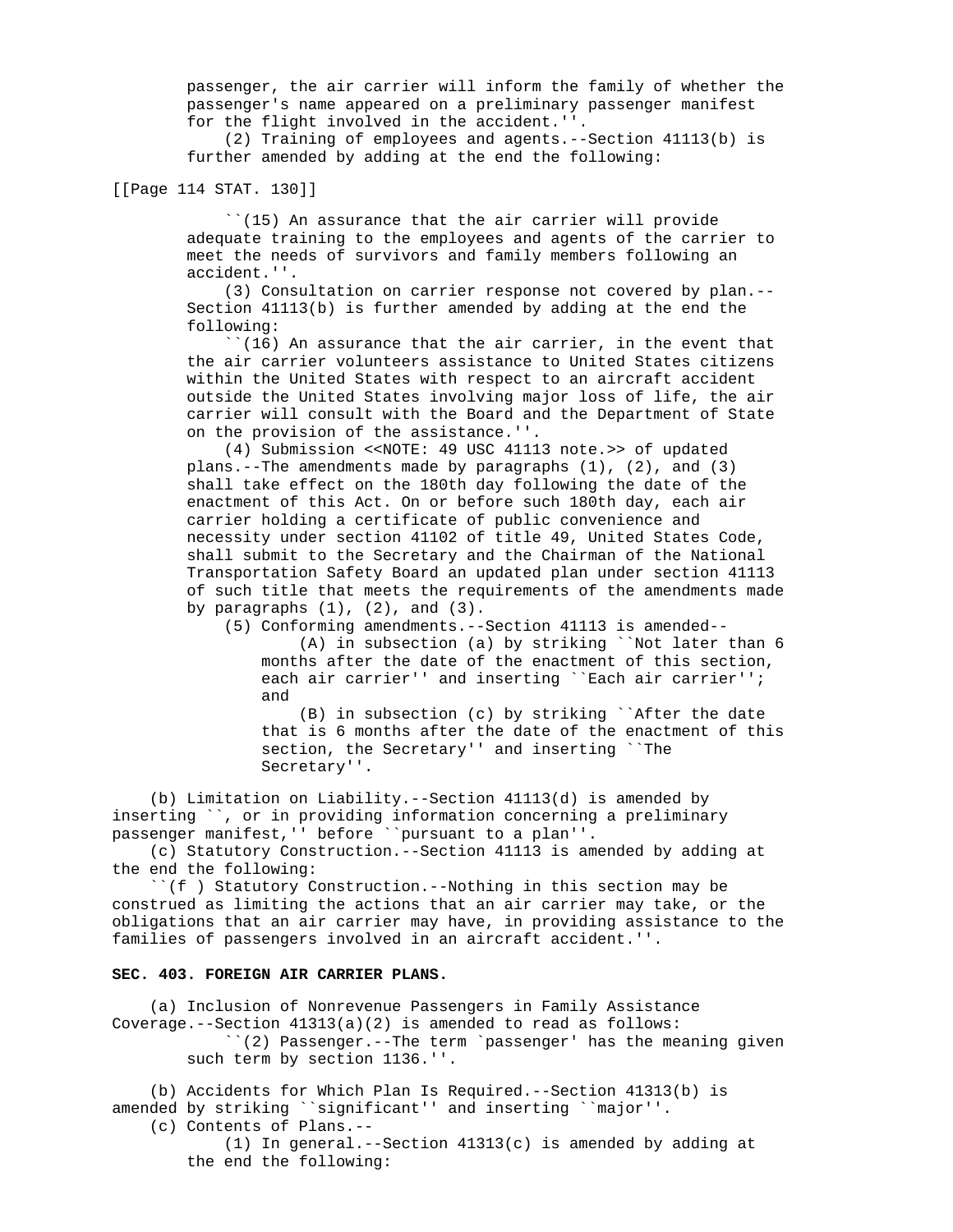passenger, the air carrier will inform the family of whether the passenger's name appeared on a preliminary passenger manifest for the flight involved in the accident.''.

(2) Training of employees and agents.--Section 41113(b) is further amended by adding at the end the following:

[[Page 114 STAT. 130]]

``(15) An assurance that the air carrier will provide adequate training to the employees and agents of the carrier to meet the needs of survivors and family members following an accident.''.

(3) Consultation on carrier response not covered by plan.--Section 41113(b) is further amended by adding at the end the following:

``(16) An assurance that the air carrier, in the event that the air carrier volunteers assistance to United States citizens within the United States with respect to an aircraft accident outside the United States involving major loss of life, the air carrier will consult with the Board and the Department of State on the provision of the assistance.''.

(4) Submission <<NOTE: 49 USC 41113 note.>> of updated plans.--The amendments made by paragraphs (1), (2), and (3) shall take effect on the 180th day following the date of the enactment of this Act. On or before such 180th day, each air carrier holding a certificate of public convenience and necessity under section 41102 of title 49, United States Code, shall submit to the Secretary and the Chairman of the National Transportation Safety Board an updated plan under section 41113 of such title that meets the requirements of the amendments made by paragraphs (1), (2), and (3).

(5) Conforming amendments.--Section 41113 is amended--

(A) in subsection (a) by striking ``Not later than 6 months after the date of the enactment of this section, each air carrier'' and inserting ``Each air carrier''; and

(B) in subsection (c) by striking ``After the date that is 6 months after the date of the enactment of this section, the Secretary'' and inserting ``The Secretary''.

(b) Limitation on Liability.--Section 41113(d) is amended by inserting ``, or in providing information concerning a preliminary passenger manifest,'' before ``pursuant to a plan''.

(c) Statutory Construction.--Section 41113 is amended by adding at the end the following:

``(f ) Statutory Construction.--Nothing in this section may be construed as limiting the actions that an air carrier may take, or the obligations that an air carrier may have, in providing assistance to the families of passengers involved in an aircraft accident.''.

**SEC. 403. FOREIGN AIR CARRIER PLANS.**

(a) Inclusion of Nonrevenue Passengers in Family Assistance Coverage.--Section 41313(a)(2) is amended to read as follows:

``(2) Passenger.--The term `passenger' has the meaning given such term by section 1136.''.

(b) Accidents for Which Plan Is Required.--Section 41313(b) is amended by striking ``significant'' and inserting ``major''.

(c) Contents of Plans.--

(1) In general.--Section 41313(c) is amended by adding at the end the following: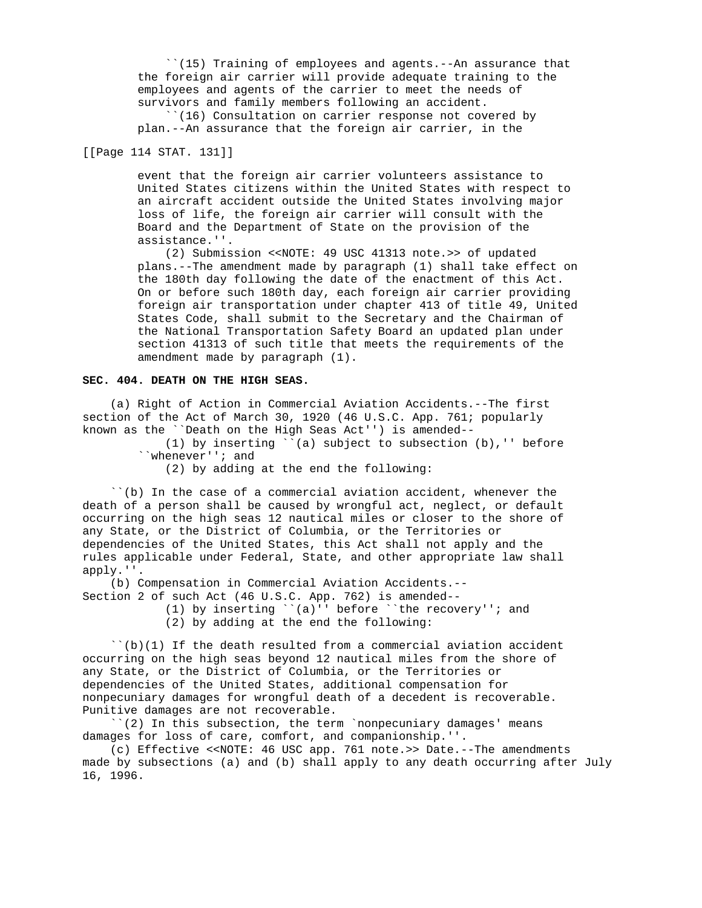``(15) Training of employees and agents.--An assurance that the foreign air carrier will provide adequate training to the employees and agents of the carrier to meet the needs of survivors and family members following an accident.

``(16) Consultation on carrier response not covered by plan.--An assurance that the foreign air carrier, in the

[[Page 114 STAT. 131]]

event that the foreign air carrier volunteers assistance to United States citizens within the United States with respect to an aircraft accident outside the United States involving major loss of life, the foreign air carrier will consult with the Board and the Department of State on the provision of the assistance.''.

(2) Submission <<NOTE: 49 USC 41313 note.>> of updated plans.--The amendment made by paragraph (1) shall take effect on the 180th day following the date of the enactment of this Act. On or before such 180th day, each foreign air carrier providing foreign air transportation under chapter 413 of title 49, United States Code, shall submit to the Secretary and the Chairman of the National Transportation Safety Board an updated plan under section 41313 of such title that meets the requirements of the amendment made by paragraph (1).

**SEC. 404. DEATH ON THE HIGH SEAS.**

(a) Right of Action in Commercial Aviation Accidents.--The first section of the Act of March 30, 1920 (46 U.S.C. App. 761; popularly known as the ``Death on the High Seas Act'') is amended--

(1) by inserting ``(a) subject to subsection (b),'' before ``whenever''; and

(2) by adding at the end the following:

``(b) In the case of a commercial aviation accident, whenever the death of a person shall be caused by wrongful act, neglect, or default occurring on the high seas 12 nautical miles or closer to the shore of any State, or the District of Columbia, or the Territories or dependencies of the United States, this Act shall not apply and the rules applicable under Federal, State, and other appropriate law shall apply.''.

(b) Compensation in Commercial Aviation Accidents.--Section 2 of such Act (46 U.S.C. App. 762) is amended--

(1) by inserting ``(a)'' before ``the recovery''; and

(2) by adding at the end the following:

``(b)(1) If the death resulted from a commercial aviation accident occurring on the high seas beyond 12 nautical miles from the shore of any State, or the District of Columbia, or the Territories or dependencies of the United States, additional compensation for nonpecuniary damages for wrongful death of a decedent is recoverable. Punitive damages are not recoverable.

``(2) In this subsection, the term `nonpecuniary damages' means damages for loss of care, comfort, and companionship.''.

(c) Effective <<NOTE: 46 USC app. 761 note.>> Date.--The amendments made by subsections (a) and (b) shall apply to any death occurring after July 16, 1996.